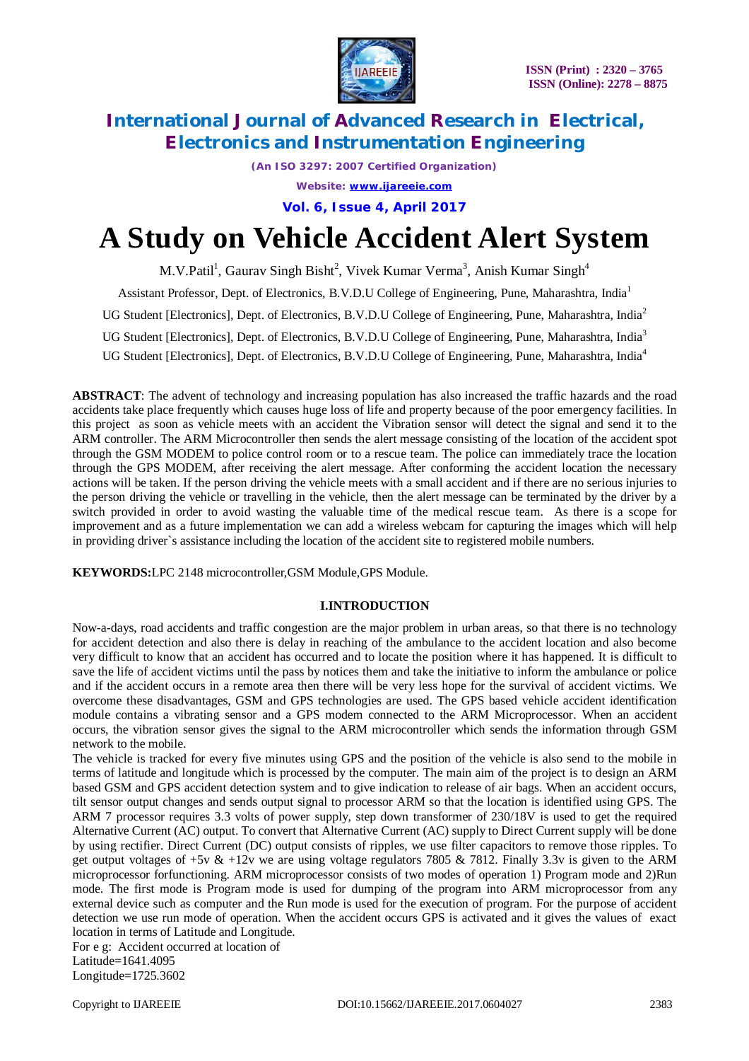# A Study on Vehicle Accident Alert System

M.V.Patil[1], Gaurav Singh Bisht[2], Vivek Kumar Verma[3], Anish Kumar Singh[4]

Assistant Professor, Dept. of Electronics, B.V.D.U College of Engineering, Pune, Maharashtra, India[1]

UG Student [Electronics], Dept. of Electronics, B.V.D.U College of Engineering, Pune, Maharashtra, India[2]

UG Student [Electronics], Dept. of Electronics, B.V.D.U College of Engineering, Pune, Maharashtra, India[3]

UG Student [Electronics], Dept. of Electronics, B.V.D.U College of Engineering, Pune, Maharashtra, India[4]

**ABSTRACT**: The advent of technology and increasing population has also increased the traffic hazards and the road accidents take place frequently which causes huge loss of life and property because of the poor emergency facilities. In this project as soon as vehicle meets with an accident the Vibration sensor will detect the signal and send it to the ARM controller. The ARM Microcontroller then sends the alert message consisting of the location of the accident spot through the GSM MODEM to police control room or to a rescue team. The police can immediately trace the location through the GPS MODEM, after receiving the alert message. After conforming the accident location the necessary actions will be taken. If the person driving the vehicle meets with a small accident and if there are no serious injuries to the person driving the vehicle or travelling in the vehicle, then the alert message can be terminated by the driver by a switch provided in order to avoid wasting the valuable time of the medical rescue team. As there is a scope for improvement and as a future implementation we can add a wireless webcam for capturing the images which will help in providing driver`s assistance including the location of the accident site to registered mobile numbers.

**KEYWORDS:**LPC 2148 microcontroller,GSM Module,GPS Module.

## I.INTRODUCTION

Now-a-days, road accidents and traffic congestion are the major problem in urban areas, so that there is no technology for accident detection and also there is delay in reaching of the ambulance to the accident location and also become very difficult to know that an accident has occurred and to locate the position where it has happened. It is difficult to save the life of accident victims until the pass by notices them and take the initiative to inform the ambulance or police and if the accident occurs in a remote area then there will be very less hope for the survival of accident victims. We overcome these disadvantages, GSM and GPS technologies are used. The GPS based vehicle accident identification module contains a vibrating sensor and a GPS modem connected to the ARM Microprocessor. When an accident occurs, the vibration sensor gives the signal to the ARM microcontroller which sends the information through GSM network to the mobile.

The vehicle is tracked for every five minutes using GPS and the position of the vehicle is also send to the mobile in terms of latitude and longitude which is processed by the computer. The main aim of the project is to design an ARM based GSM and GPS accident detection system and to give indication to release of air bags. When an accident occurs, tilt sensor output changes and sends output signal to processor ARM so that the location is identified using GPS. The ARM 7 processor requires 3.3 volts of power supply, step down transformer of 230/18V is used to get the required Alternative Current (AC) output. To convert that Alternative Current (AC) supply to Direct Current supply will be done by using rectifier. Direct Current (DC) output consists of ripples, we use filter capacitors to remove those ripples. To get output voltages of +5v & +12v we are using voltage regulators 7805 & 7812. Finally 3.3v is given to the ARM microprocessor forfunctioning. ARM microprocessor consists of two modes of operation 1) Program mode and 2)Run mode. The first mode is Program mode is used for dumping of the program into ARM microprocessor from any external device such as computer and the Run mode is used for the execution of program. For the purpose of accident detection we use run mode of operation. When the accident occurs GPS is activated and it gives the values of exact location in terms of Latitude and Longitude.

For e g: Accident occurred at location of
Latitude=1641.4095
Longitude=1725.3602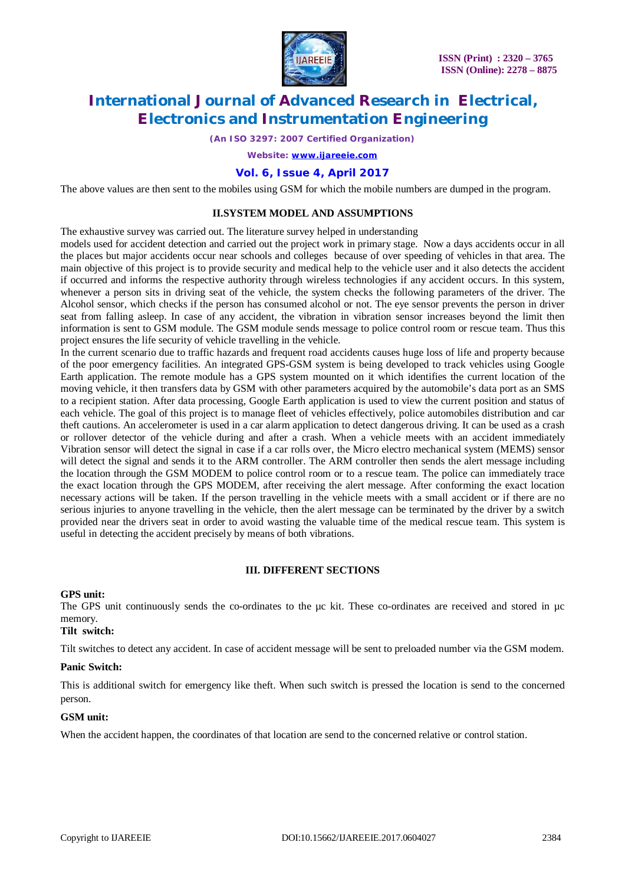The above values are then sent to the mobiles using GSM for which the mobile numbers are dumped in the program.

## II.SYSTEM MODEL AND ASSUMPTIONS

The exhaustive survey was carried out. The literature survey helped in understanding models used for accident detection and carried out the project work in primary stage. Now a days accidents occur in all the places but major accidents occur near schools and colleges because of over speeding of vehicles in that area. The main objective of this project is to provide security and medical help to the vehicle user and it also detects the accident if occurred and informs the respective authority through wireless technologies if any accident occurs. In this system, whenever a person sits in driving seat of the vehicle, the system checks the following parameters of the driver. The Alcohol sensor, which checks if the person has consumed alcohol or not. The eye sensor prevents the person in driver seat from falling asleep. In case of any accident, the vibration in vibration sensor increases beyond the limit then information is sent to GSM module. The GSM module sends message to police control room or rescue team. Thus this project ensures the life security of vehicle travelling in the vehicle.

In the current scenario due to traffic hazards and frequent road accidents causes huge loss of life and property because of the poor emergency facilities. An integrated GPS-GSM system is being developed to track vehicles using Google Earth application. The remote module has a GPS system mounted on it which identifies the current location of the moving vehicle, it then transfers data by GSM with other parameters acquired by the automobile's data port as an SMS to a recipient station. After data processing, Google Earth application is used to view the current position and status of each vehicle. The goal of this project is to manage fleet of vehicles effectively, police automobiles distribution and car theft cautions. An accelerometer is used in a car alarm application to detect dangerous driving. It can be used as a crash or rollover detector of the vehicle during and after a crash. When a vehicle meets with an accident immediately Vibration sensor will detect the signal in case if a car rolls over, the Micro electro mechanical system (MEMS) sensor will detect the signal and sends it to the ARM controller. The ARM controller then sends the alert message including the location through the GSM MODEM to police control room or to a rescue team. The police can immediately trace the exact location through the GPS MODEM, after receiving the alert message. After conforming the exact location necessary actions will be taken. If the person travelling in the vehicle meets with a small accident or if there are no serious injuries to anyone travelling in the vehicle, then the alert message can be terminated by the driver by a switch provided near the drivers seat in order to avoid wasting the valuable time of the medical rescue team. This system is useful in detecting the accident precisely by means of both vibrations.

## III. DIFFERENT SECTIONS

**GPS unit:**

The GPS unit continuously sends the co-ordinates to the µc kit. These co-ordinates are received and stored in µc memory.

**Tilt switch:**

Tilt switches to detect any accident. In case of accident message will be sent to preloaded number via the GSM modem.

**Panic Switch:**

This is additional switch for emergency like theft. When such switch is pressed the location is send to the concerned person.

**GSM unit:**

When the accident happen, the coordinates of that location are send to the concerned relative or control station.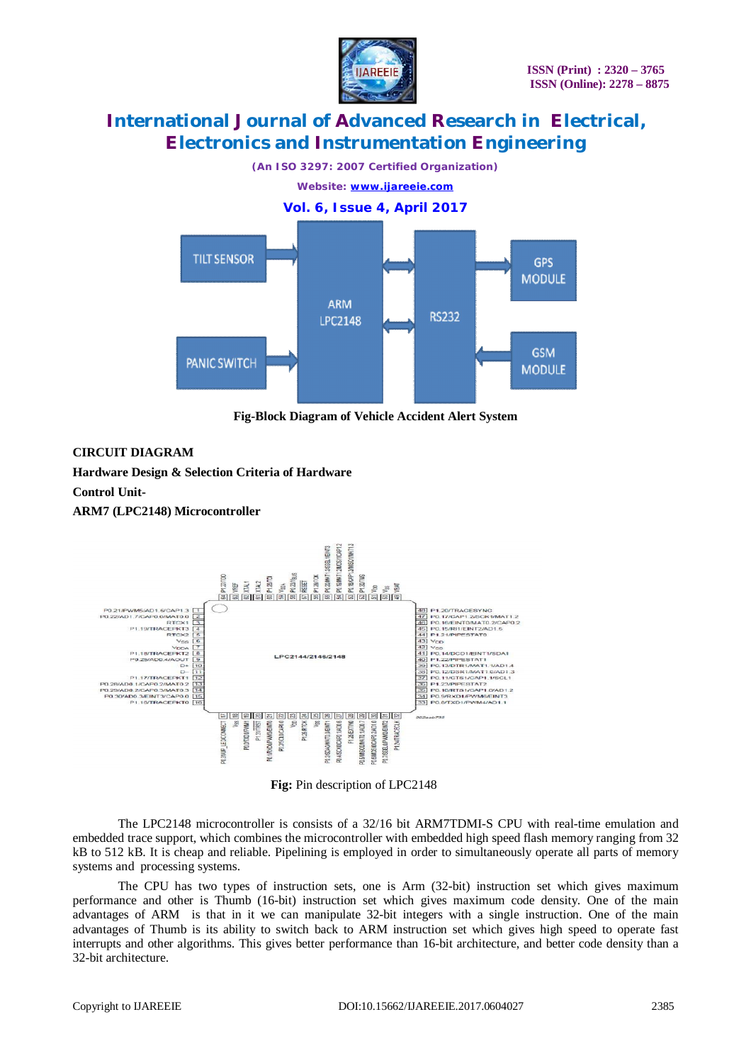Fig-Block Diagram of Vehicle Accident Alert System

**CIRCUIT DIAGRAM**

**Hardware Design & Selection Criteria of Hardware**

**Control Unit-**

**ARM7 (LPC2148) Microcontroller**

**Fig:** Pin description of LPC2148

The LPC2148 microcontroller is consists of a 32/16 bit ARM7TDMI-S CPU with real-time emulation and embedded trace support, which combines the microcontroller with embedded high speed flash memory ranging from 32 kB to 512 kB. It is cheap and reliable. Pipelining is employed in order to simultaneously operate all parts of memory systems and processing systems.

The CPU has two types of instruction sets, one is Arm (32-bit) instruction set which gives maximum performance and other is Thumb (16-bit) instruction set which gives maximum code density. One of the main advantages of ARM is that in it we can manipulate 32-bit integers with a single instruction. One of the main advantages of Thumb is its ability to switch back to ARM instruction set which gives high speed to operate fast interrupts and other algorithms. This gives better performance than 16-bit architecture, and better code density than a 32-bit architecture.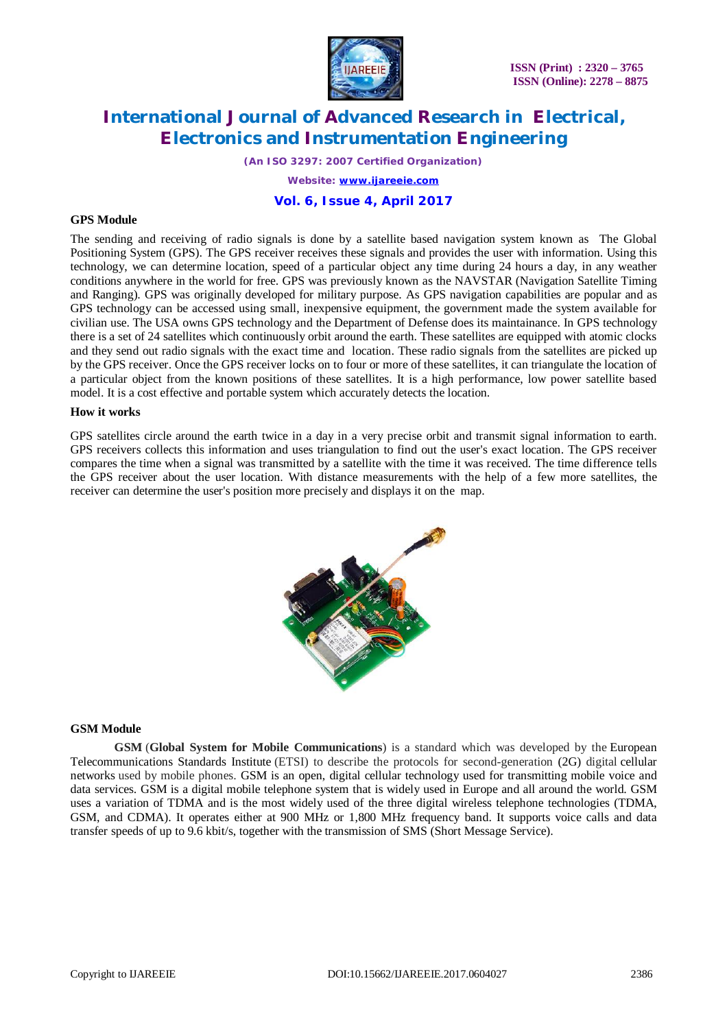### GPS Module

The sending and receiving of radio signals is done by a satellite based navigation system known as The Global Positioning System (GPS). The GPS receiver receives these signals and provides the user with information. Using this technology, we can determine location, speed of a particular object any time during 24 hours a day, in any weather conditions anywhere in the world for free. GPS was previously known as the NAVSTAR (Navigation Satellite Timing and Ranging). GPS was originally developed for military purpose. As GPS navigation capabilities are popular and as GPS technology can be accessed using small, inexpensive equipment, the government made the system available for civilian use. The USA owns GPS technology and the Department of Defense does its maintainance. In GPS technology there is a set of 24 satellites which continuously orbit around the earth. These satellites are equipped with atomic clocks and they send out radio signals with the exact time and location. These radio signals from the satellites are picked up by the GPS receiver. Once the GPS receiver locks on to four or more of these satellites, it can triangulate the location of a particular object from the known positions of these satellites. It is a high performance, low power satellite based model. It is a cost effective and portable system which accurately detects the location.

### How it works

GPS satellites circle around the earth twice in a day in a very precise orbit and transmit signal information to earth. GPS receivers collects this information and uses triangulation to find out the user's exact location. The GPS receiver compares the time when a signal was transmitted by a satellite with the time it was received. The time difference tells the GPS receiver about the user location. With distance measurements with the help of a few more satellites, the receiver can determine the user's position more precisely and displays it on the map.

### GSM Module

**GSM** (**Global System for Mobile Communications**) is a standard which was developed by the European Telecommunications Standards Institute (ETSI) to describe the protocols for second-generation (2G) digital cellular networks used by mobile phones. GSM is an open, digital cellular technology used for transmitting mobile voice and data services. GSM is a digital mobile telephone system that is widely used in Europe and all around the world. GSM uses a variation of TDMA and is the most widely used of the three digital wireless telephone technologies (TDMA, GSM, and CDMA). It operates either at 900 MHz or 1,800 MHz frequency band. It supports voice calls and data transfer speeds of up to 9.6 kbit/s, together with the transmission of SMS (Short Message Service).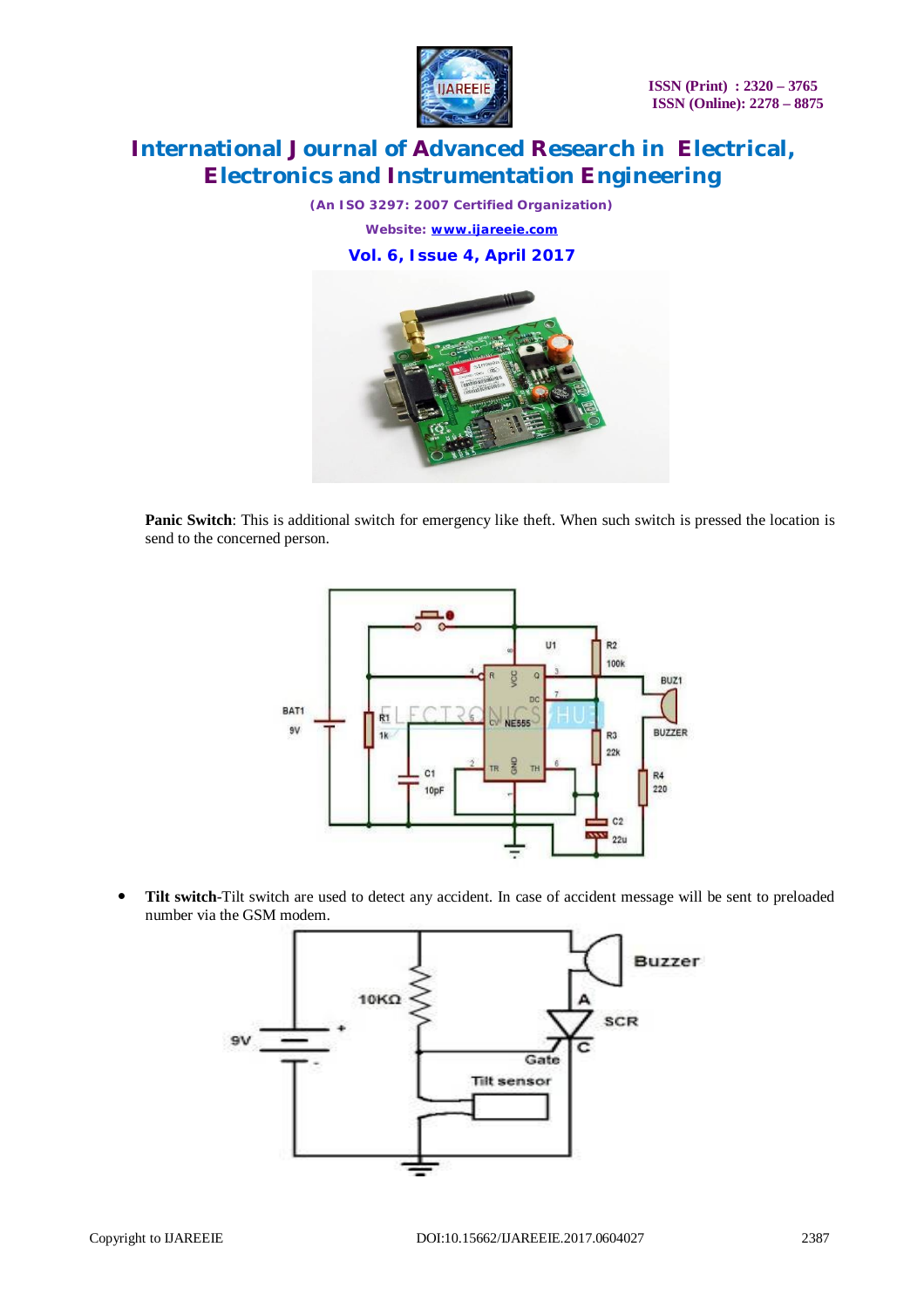**Panic Switch**: This is additional switch for emergency like theft. When such switch is pressed the location is send to the concerned person.

- **Tilt switch**-Tilt switch are used to detect any accident. In case of accident message will be sent to preloaded number via the GSM modem.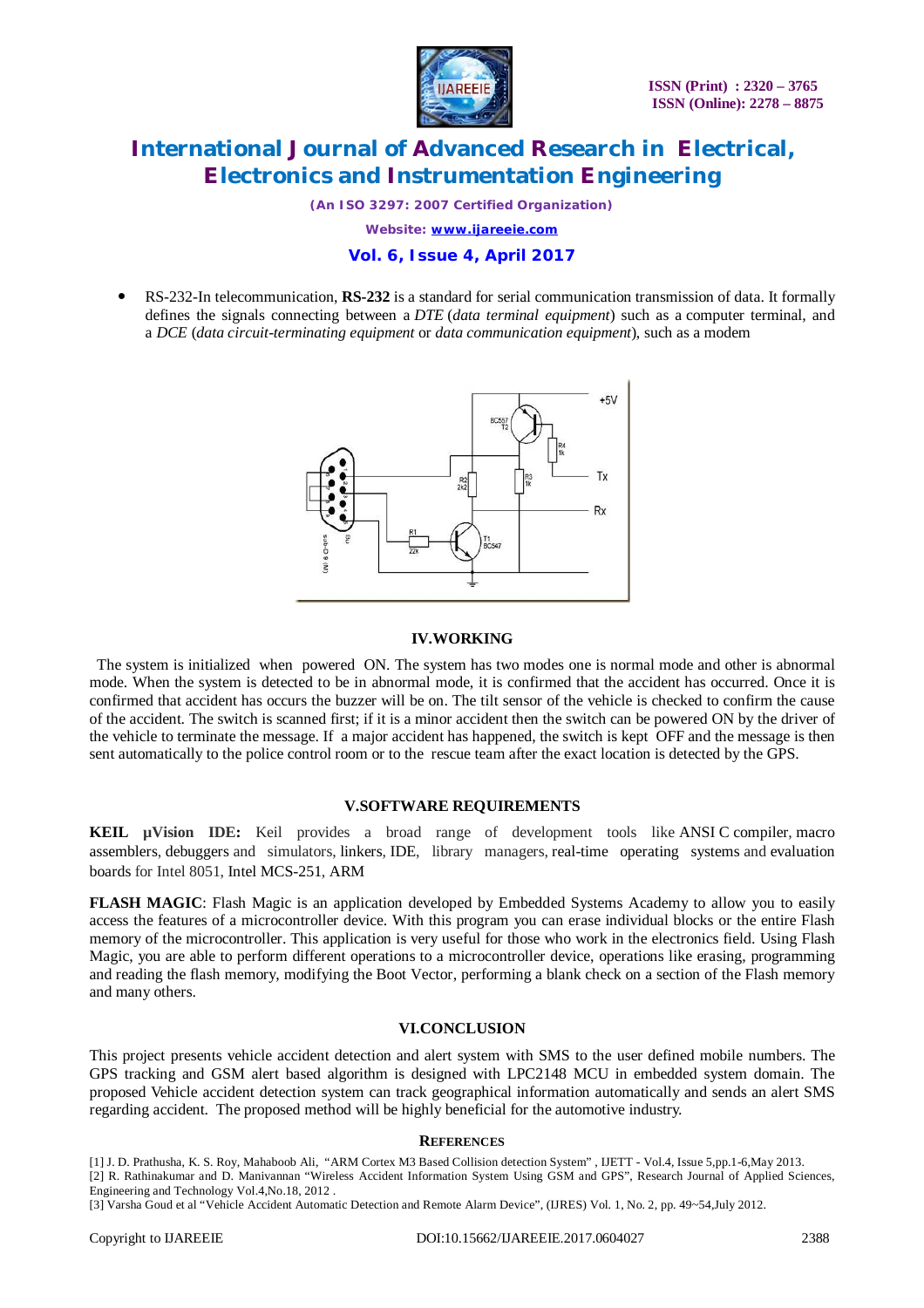- RS-232-In telecommunication, **RS-232** is a standard for serial communication transmission of data. It formally defines the signals connecting between a *DTE* (*data terminal equipment*) such as a computer terminal, and a *DCE* (*data circuit-terminating equipment* or *data communication equipment*), such as a modem

## IV.WORKING

The system is initialized when powered ON. The system has two modes one is normal mode and other is abnormal mode. When the system is detected to be in abnormal mode, it is confirmed that the accident has occurred. Once it is confirmed that accident has occurs the buzzer will be on. The tilt sensor of the vehicle is checked to confirm the cause of the accident. The switch is scanned first; if it is a minor accident then the switch can be powered ON by the driver of the vehicle to terminate the message. If a major accident has happened, the switch is kept OFF and the message is then sent automatically to the police control room or to the rescue team after the exact location is detected by the GPS.

## V.SOFTWARE REQUIREMENTS

**KEIL µVision IDE:** Keil provides a broad range of development tools like ANSI C compiler, macro assemblers, debuggers and simulators, linkers, IDE, library managers, real-time operating systems and evaluation boards for Intel 8051, Intel MCS-251, ARM

**FLASH MAGIC**: Flash Magic is an application developed by Embedded Systems Academy to allow you to easily access the features of a microcontroller device. With this program you can erase individual blocks or the entire Flash memory of the microcontroller. This application is very useful for those who work in the electronics field. Using Flash Magic, you are able to perform different operations to a microcontroller device, operations like erasing, programming and reading the flash memory, modifying the Boot Vector, performing a blank check on a section of the Flash memory and many others.

## VI.CONCLUSION

This project presents vehicle accident detection and alert system with SMS to the user defined mobile numbers. The GPS tracking and GSM alert based algorithm is designed with LPC2148 MCU in embedded system domain. The proposed Vehicle accident detection system can track geographical information automatically and sends an alert SMS regarding accident. The proposed method will be highly beneficial for the automotive industry.

## REFERENCES

[1] J. D. Prathusha, K. S. Roy, Mahaboob Ali, "ARM Cortex M3 Based Collision detection System", IJETT - Vol.4, Issue 5,pp.1-6,May 2013.

[2] R. Rathinakumar and D. Manivannan "Wireless Accident Information System Using GSM and GPS", Research Journal of Applied Sciences, Engineering and Technology Vol.4,No.18, 2012 .

[3] Varsha Goud et al "Vehicle Accident Automatic Detection and Remote Alarm Device", (IJRES) Vol. 1, No. 2, pp. 49~54,July 2012.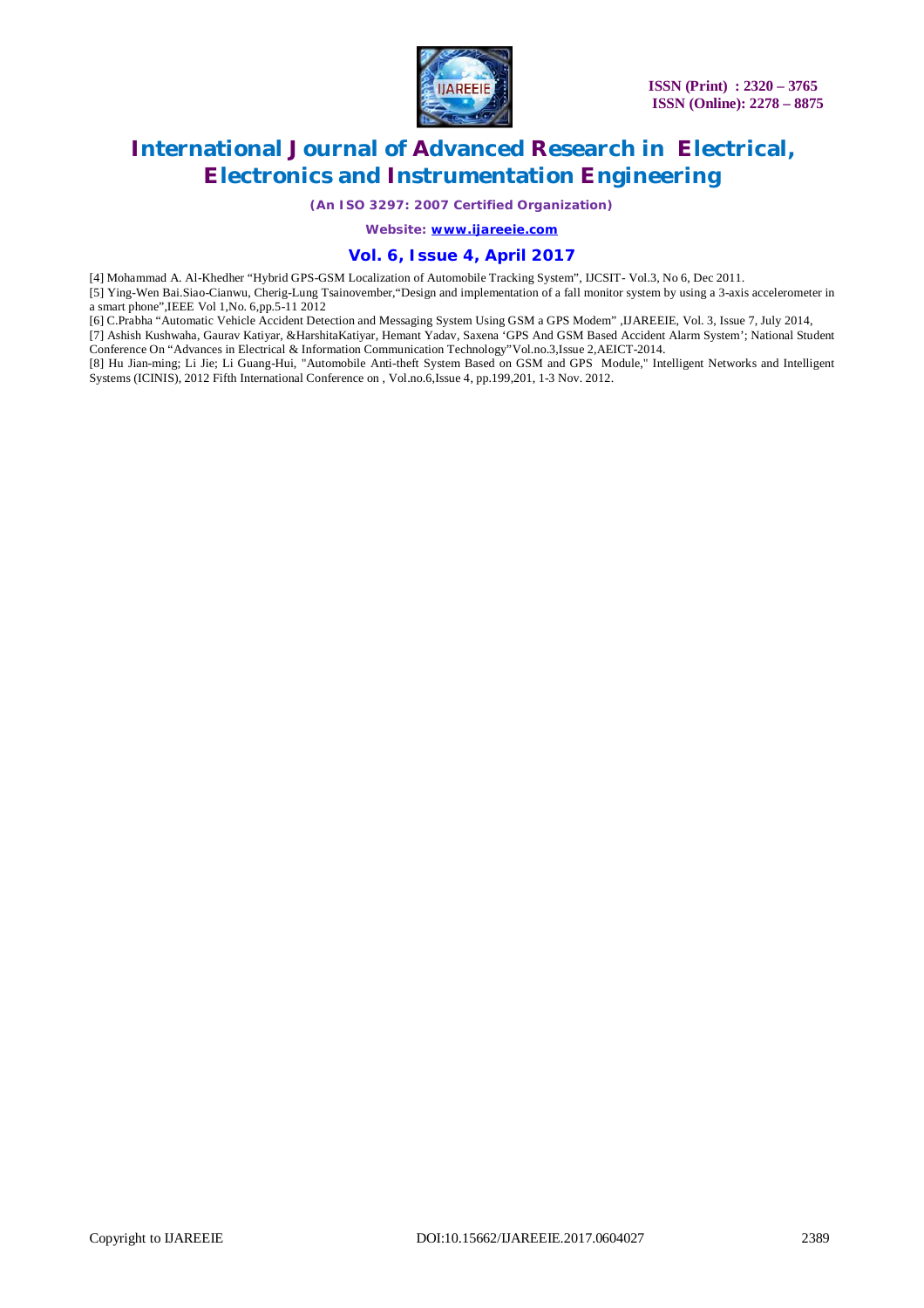[4] Mohammad A. Al-Khedher "Hybrid GPS-GSM Localization of Automobile Tracking System", IJCSIT- Vol.3, No 6, Dec 2011.

[5] Ying-Wen Bai.Siao-Cianwu, Cherig-Lung Tsainovember,"Design and implementation of a fall monitor system by using a 3-axis accelerometer in a smart phone",IEEE Vol 1,No. 6,pp.5-11 2012

[6] C.Prabha "Automatic Vehicle Accident Detection and Messaging System Using GSM a GPS Modem" ,IJAREEIE, Vol. 3, Issue 7, July 2014,

[7] Ashish Kushwaha, Gaurav Katiyar, &HarshitaKatiyar, Hemant Yadav, Saxena 'GPS And GSM Based Accident Alarm System'; National Student Conference On "Advances in Electrical & Information Communication Technology"Vol.no.3,Issue 2,AEICT-2014.

[8] Hu Jian-ming; Li Jie; Li Guang-Hui, "Automobile Anti-theft System Based on GSM and GPS Module," Intelligent Networks and Intelligent Systems (ICINIS), 2012 Fifth International Conference on , Vol.no.6,Issue 4, pp.199,201, 1-3 Nov. 2012.